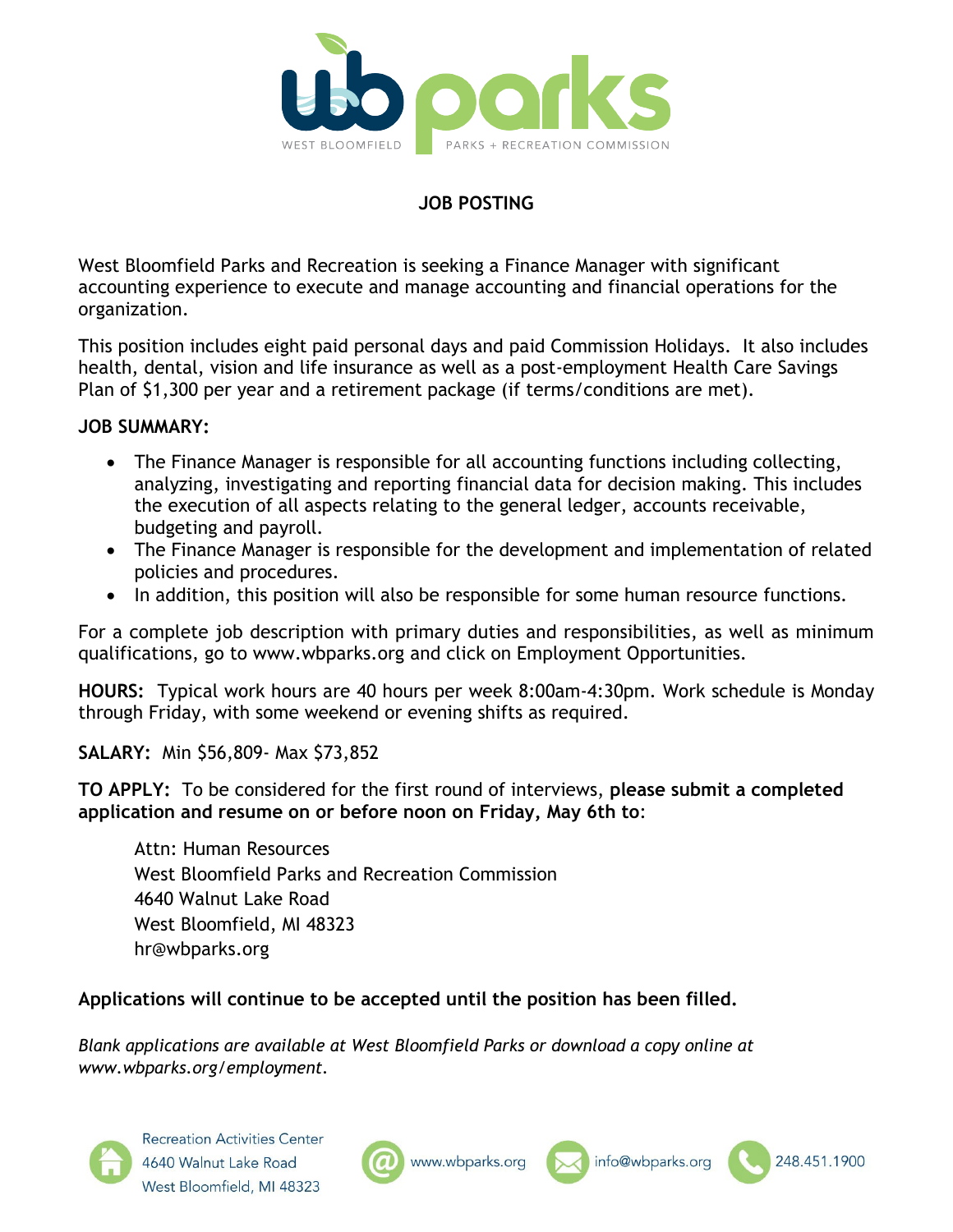WEST BLOOMFIELD wb parks PARKS + RECREATION COMMISSION

# JOB POSTING

West Bloomfield Parks and Recreation is seeking a Finance Manager with significant accounting experience to execute and manage accounting and financial operations for the organization.

This position includes eight paid personal days and paid Commission Holidays. It also includes health, dental, vision and life insurance as well as a post-employment Health Care Savings Plan of $1,300 per year and a retirement package (if terms/conditions are met).

**JOB SUMMARY:**

- The Finance Manager is responsible for all accounting functions including collecting, analyzing, investigating and reporting financial data for decision making. This includes the execution of all aspects relating to the general ledger, accounts receivable, budgeting and payroll.
- The Finance Manager is responsible for the development and implementation of related policies and procedures.
- In addition, this position will also be responsible for some human resource functions.

For a complete job description with primary duties and responsibilities, as well as minimum qualifications, go to www.wbparks.org and click on Employment Opportunities.

**HOURS:** Typical work hours are 40 hours per week 8:00am-4:30pm. Work schedule is Monday through Friday, with some weekend or evening shifts as required.

**SALARY:** Min $56,809- Max $73,852

**TO APPLY:** To be considered for the first round of interviews, **please submit a completed application and resume on or before noon on Friday, May 6th to**:

Attn: Human Resources
West Bloomfield Parks and Recreation Commission
4640 Walnut Lake Road
West Bloomfield, MI 48323
hr@wbparks.org

**Applications will continue to be accepted until the position has been filled.**

*Blank applications are available at West Bloomfield Parks or download a copy online at www.wbparks.org/employment.*

Recreation Activities Center
4640 Walnut Lake Road
West Bloomfield, MI 48323

www.wbparks.org | info@wbparks.org | 248.451.1900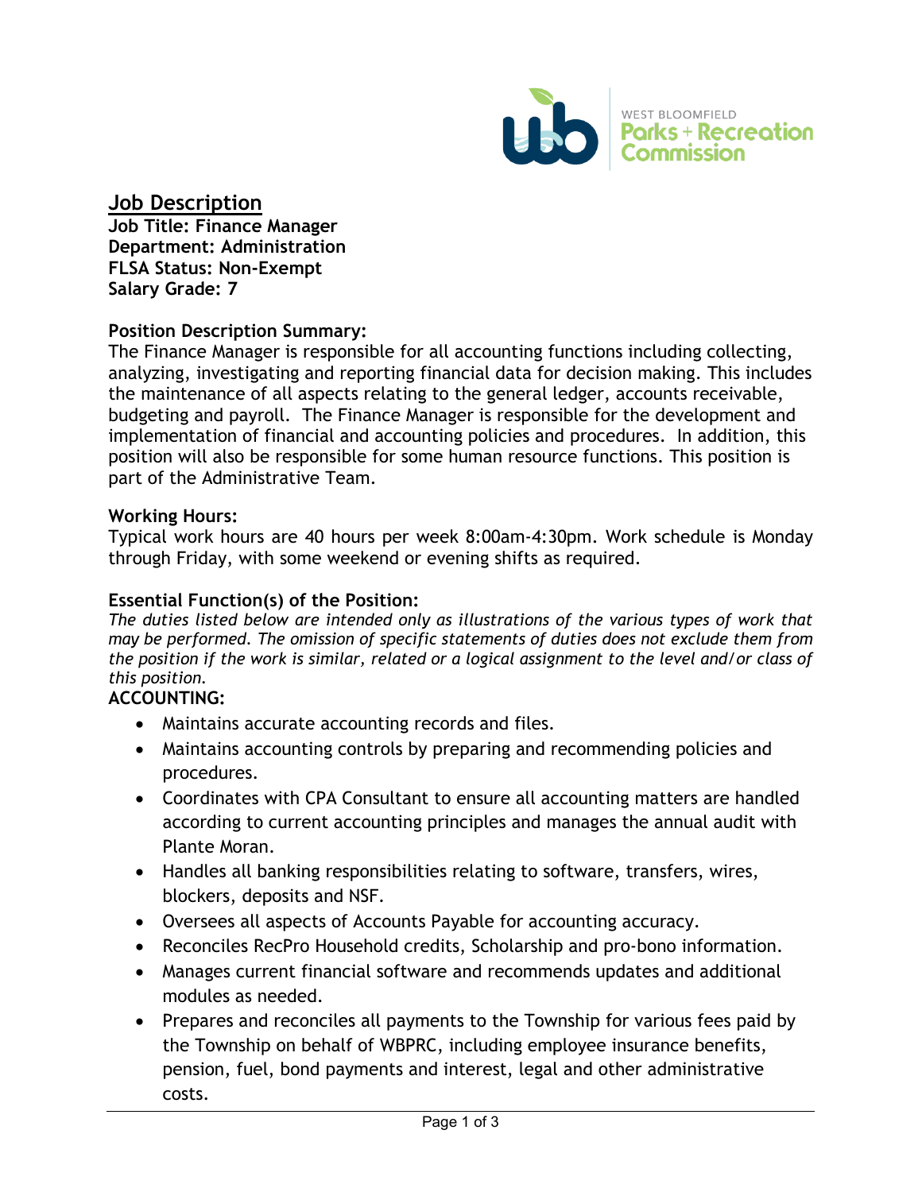## Job Description

**Job Title: Finance Manager**
**Department: Administration**
**FLSA Status: Non-Exempt**
**Salary Grade: 7**

### Position Description Summary:

The Finance Manager is responsible for all accounting functions including collecting, analyzing, investigating and reporting financial data for decision making. This includes the maintenance of all aspects relating to the general ledger, accounts receivable, budgeting and payroll. The Finance Manager is responsible for the development and implementation of financial and accounting policies and procedures. In addition, this position will also be responsible for some human resource functions. This position is part of the Administrative Team.

### Working Hours:

Typical work hours are 40 hours per week 8:00am-4:30pm. Work schedule is Monday through Friday, with some weekend or evening shifts as required.

### Essential Function(s) of the Position:

*The duties listed below are intended only as illustrations of the various types of work that may be performed. The omission of specific statements of duties does not exclude them from the position if the work is similar, related or a logical assignment to the level and/or class of this position.*

**ACCOUNTING:**

- Maintains accurate accounting records and files.
- Maintains accounting controls by preparing and recommending policies and procedures.
- Coordinates with CPA Consultant to ensure all accounting matters are handled according to current accounting principles and manages the annual audit with Plante Moran.
- Handles all banking responsibilities relating to software, transfers, wires, blockers, deposits and NSF.
- Oversees all aspects of Accounts Payable for accounting accuracy.
- Reconciles RecPro Household credits, Scholarship and pro-bono information.
- Manages current financial software and recommends updates and additional modules as needed.
- Prepares and reconciles all payments to the Township for various fees paid by the Township on behalf of WBPRC, including employee insurance benefits, pension, fuel, bond payments and interest, legal and other administrative costs.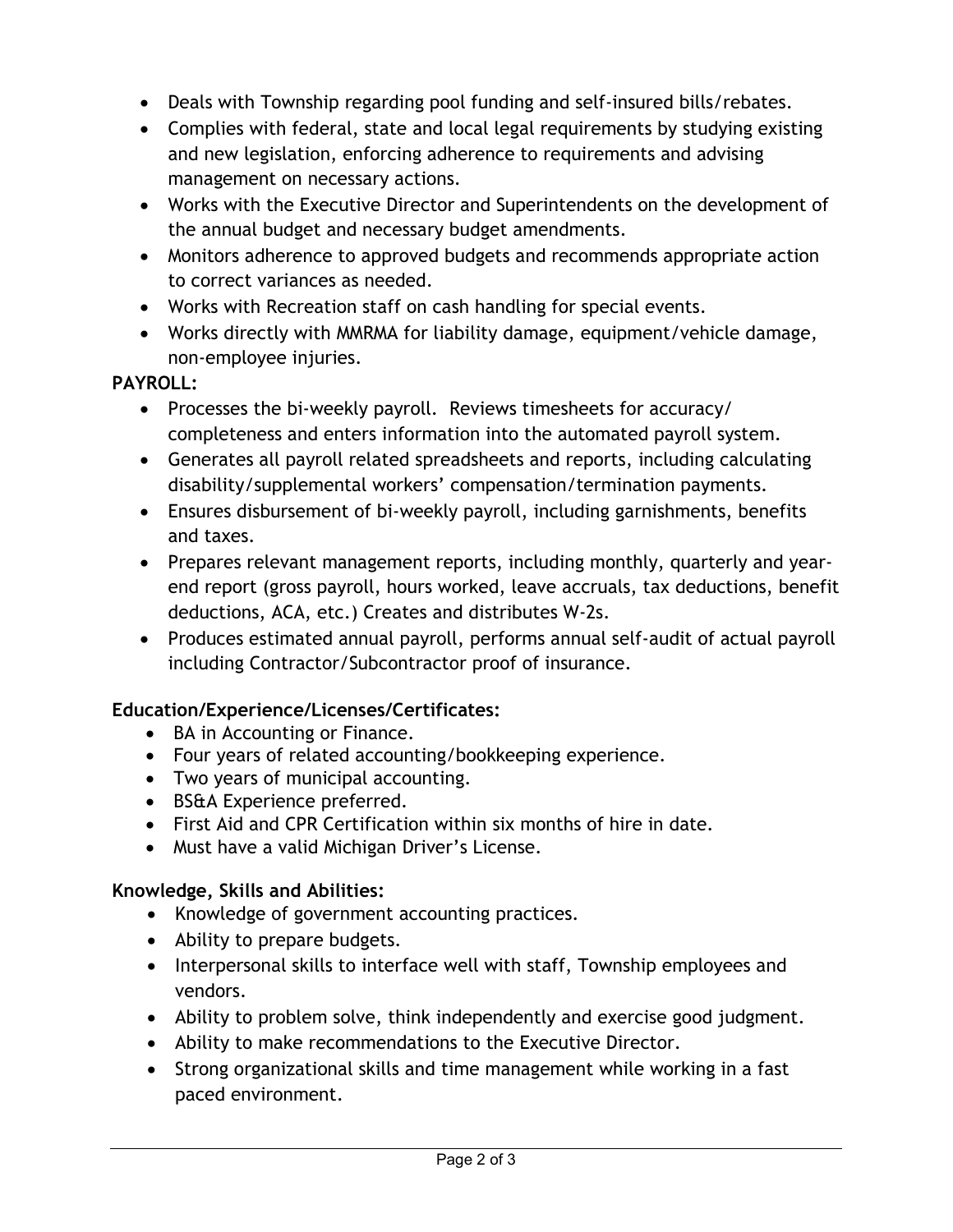- Deals with Township regarding pool funding and self-insured bills/rebates.
- Complies with federal, state and local legal requirements by studying existing and new legislation, enforcing adherence to requirements and advising management on necessary actions.
- Works with the Executive Director and Superintendents on the development of the annual budget and necessary budget amendments.
- Monitors adherence to approved budgets and recommends appropriate action to correct variances as needed.
- Works with Recreation staff on cash handling for special events.
- Works directly with MMRMA for liability damage, equipment/vehicle damage, non-employee injuries.

**PAYROLL:**

- Processes the bi-weekly payroll. Reviews timesheets for accuracy/ completeness and enters information into the automated payroll system.
- Generates all payroll related spreadsheets and reports, including calculating disability/supplemental workers' compensation/termination payments.
- Ensures disbursement of bi-weekly payroll, including garnishments, benefits and taxes.
- Prepares relevant management reports, including monthly, quarterly and year-end report (gross payroll, hours worked, leave accruals, tax deductions, benefit deductions, ACA, etc.) Creates and distributes W-2s.
- Produces estimated annual payroll, performs annual self-audit of actual payroll including Contractor/Subcontractor proof of insurance.

**Education/Experience/Licenses/Certificates:**

- BA in Accounting or Finance.
- Four years of related accounting/bookkeeping experience.
- Two years of municipal accounting.
- BS&A Experience preferred.
- First Aid and CPR Certification within six months of hire in date.
- Must have a valid Michigan Driver's License.

**Knowledge, Skills and Abilities:**

- Knowledge of government accounting practices.
- Ability to prepare budgets.
- Interpersonal skills to interface well with staff, Township employees and vendors.
- Ability to problem solve, think independently and exercise good judgment.
- Ability to make recommendations to the Executive Director.
- Strong organizational skills and time management while working in a fast paced environment.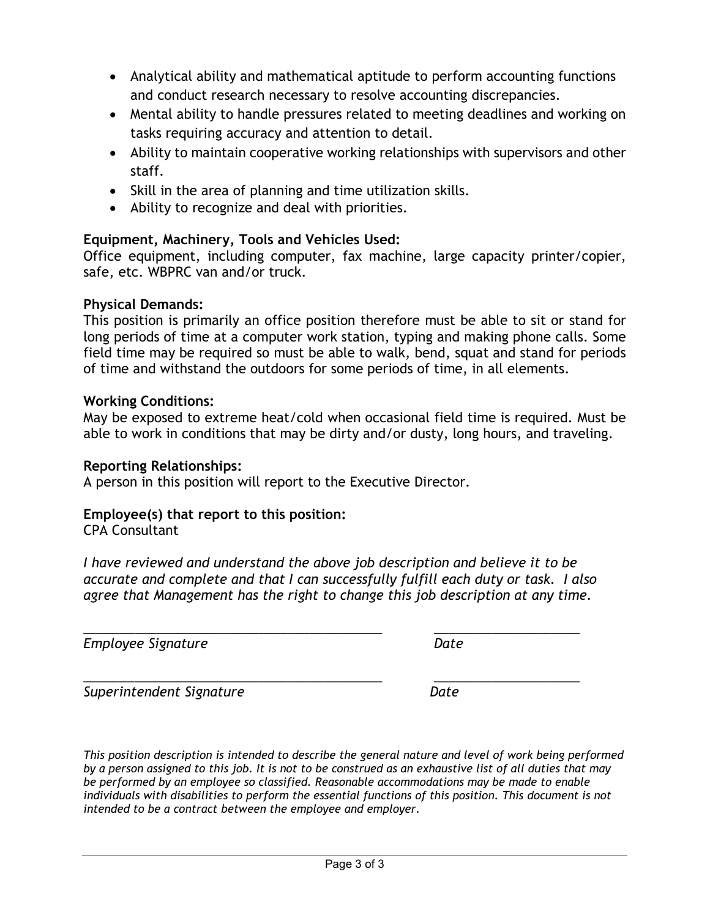- Analytical ability and mathematical aptitude to perform accounting functions and conduct research necessary to resolve accounting discrepancies.
- Mental ability to handle pressures related to meeting deadlines and working on tasks requiring accuracy and attention to detail.
- Ability to maintain cooperative working relationships with supervisors and other staff.
- Skill in the area of planning and time utilization skills.
- Ability to recognize and deal with priorities.

**Equipment, Machinery, Tools and Vehicles Used:**
Office equipment, including computer, fax machine, large capacity printer/copier, safe, etc. WBPRC van and/or truck.

**Physical Demands:**
This position is primarily an office position therefore must be able to sit or stand for long periods of time at a computer work station, typing and making phone calls. Some field time may be required so must be able to walk, bend, squat and stand for periods of time and withstand the outdoors for some periods of time, in all elements.

**Working Conditions:**
May be exposed to extreme heat/cold when occasional field time is required. Must be able to work in conditions that may be dirty and/or dusty, long hours, and traveling.

**Reporting Relationships:**
A person in this position will report to the Executive Director.

**Employee(s) that report to this position:**
CPA Consultant

*I have reviewed and understand the above job description and believe it to be accurate and complete and that I can successfully fulfill each duty or task. I also agree that Management has the right to change this job description at any time.*

_____________________________________________ _____________________
*Employee Signature* *Date*

_____________________________________________ _____________________
*Superintendent Signature* *Date*

*This position description is intended to describe the general nature and level of work being performed by a person assigned to this job. It is not to be construed as an exhaustive list of all duties that may be performed by an employee so classified. Reasonable accommodations may be made to enable individuals with disabilities to perform the essential functions of this position. This document is not intended to be a contract between the employee and employer.*